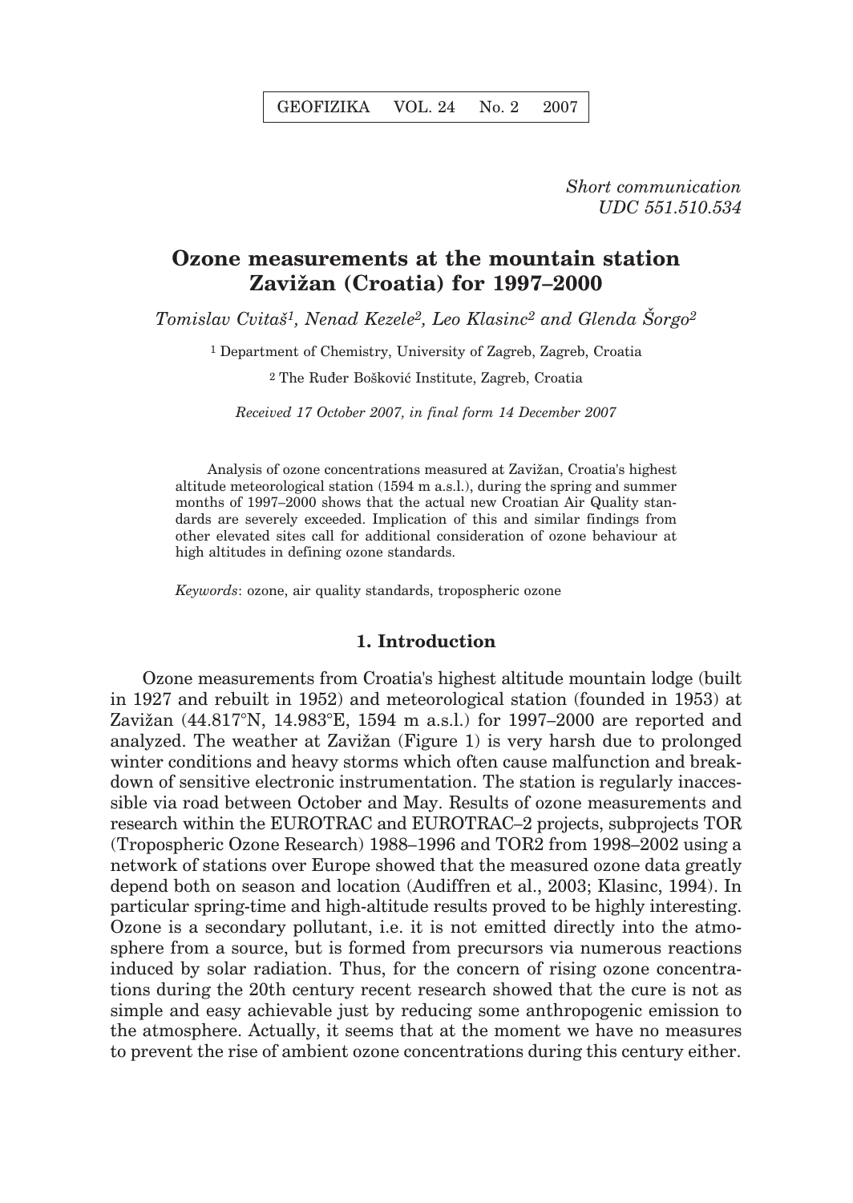*Short communication*
*UDC 551.510.534*

# Ozone measurements at the mountain station Zavižan (Croatia) for 1997–2000

*Tomislav Cvitaš[1], Nenad Kezele[2], Leo Klasinc[2] and Glenda Šorgo[2]*

[1] Department of Chemistry, University of Zagreb, Zagreb, Croatia

[2] The Ruđer Bošković Institute, Zagreb, Croatia

*Received 17 October 2007, in final form 14 December 2007*

Analysis of ozone concentrations measured at Zavižan, Croatia's highest altitude meteorological station (1594 m a.s.l.), during the spring and summer months of 1997–2000 shows that the actual new Croatian Air Quality standards are severely exceeded. Implication of this and similar findings from other elevated sites call for additional consideration of ozone behaviour at high altitudes in defining ozone standards.

*Keywords*: ozone, air quality standards, tropospheric ozone

## 1. Introduction

Ozone measurements from Croatia's highest altitude mountain lodge (built in 1927 and rebuilt in 1952) and meteorological station (founded in 1953) at Zavižan (44.817°N, 14.983°E, 1594 m a.s.l.) for 1997–2000 are reported and analyzed. The weather at Zavižan (Figure 1) is very harsh due to prolonged winter conditions and heavy storms which often cause malfunction and breakdown of sensitive electronic instrumentation. The station is regularly inaccessible via road between October and May. Results of ozone measurements and research within the EUROTRAC and EUROTRAC–2 projects, subprojects TOR (Tropospheric Ozone Research) 1988–1996 and TOR2 from 1998–2002 using a network of stations over Europe showed that the measured ozone data greatly depend both on season and location (Audiffren et al., 2003; Klasinc, 1994). In particular spring-time and high-altitude results proved to be highly interesting. Ozone is a secondary pollutant, i.e. it is not emitted directly into the atmosphere from a source, but is formed from precursors via numerous reactions induced by solar radiation. Thus, for the concern of rising ozone concentrations during the 20th century recent research showed that the cure is not as simple and easy achievable just by reducing some anthropogenic emission to the atmosphere. Actually, it seems that at the moment we have no measures to prevent the rise of ambient ozone concentrations during this century either.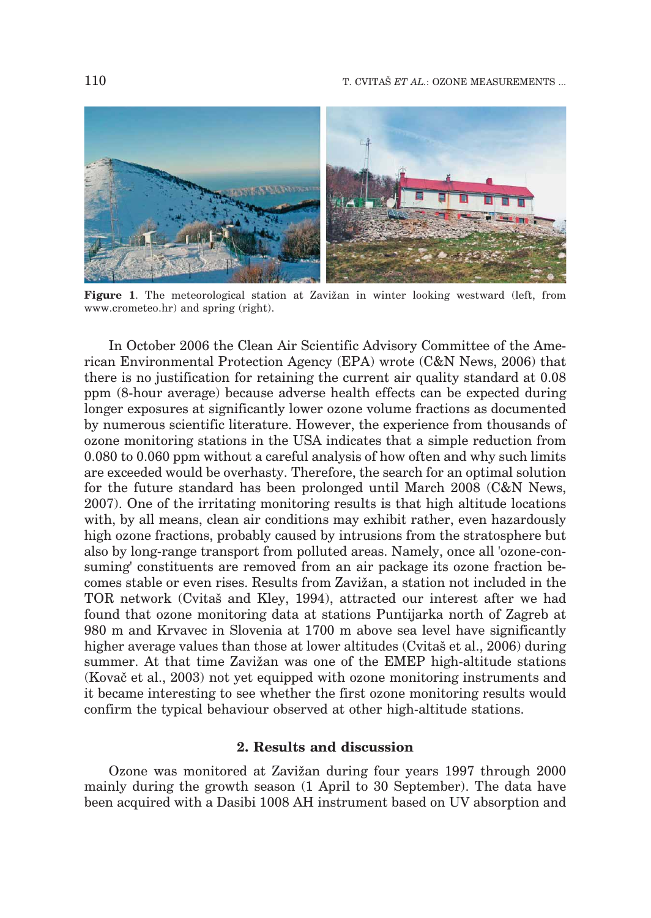**Figure 1**. The meteorological station at Zavižan in winter looking westward (left, from www.crometeo.hr) and spring (right).

In October 2006 the Clean Air Scientific Advisory Committee of the American Environmental Protection Agency (EPA) wrote (C&N News, 2006) that there is no justification for retaining the current air quality standard at 0.08 ppm (8-hour average) because adverse health effects can be expected during longer exposures at significantly lower ozone volume fractions as documented by numerous scientific literature. However, the experience from thousands of ozone monitoring stations in the USA indicates that a simple reduction from 0.080 to 0.060 ppm without a careful analysis of how often and why such limits are exceeded would be overhasty. Therefore, the search for an optimal solution for the future standard has been prolonged until March 2008 (C&N News, 2007). One of the irritating monitoring results is that high altitude locations with, by all means, clean air conditions may exhibit rather, even hazardously high ozone fractions, probably caused by intrusions from the stratosphere but also by long-range transport from polluted areas. Namely, once all 'ozone-consuming' constituents are removed from an air package its ozone fraction becomes stable or even rises. Results from Zavižan, a station not included in the TOR network (Cvitaš and Kley, 1994), attracted our interest after we had found that ozone monitoring data at stations Puntijarka north of Zagreb at 980 m and Krvavec in Slovenia at 1700 m above sea level have significantly higher average values than those at lower altitudes (Cvitaš et al., 2006) during summer. At that time Zavižan was one of the EMEP high-altitude stations (Kovač et al., 2003) not yet equipped with ozone monitoring instruments and it became interesting to see whether the first ozone monitoring results would confirm the typical behaviour observed at other high-altitude stations.

## 2. Results and discussion

Ozone was monitored at Zavižan during four years 1997 through 2000 mainly during the growth season (1 April to 30 September). The data have been acquired with a Dasibi 1008 AH instrument based on UV absorption and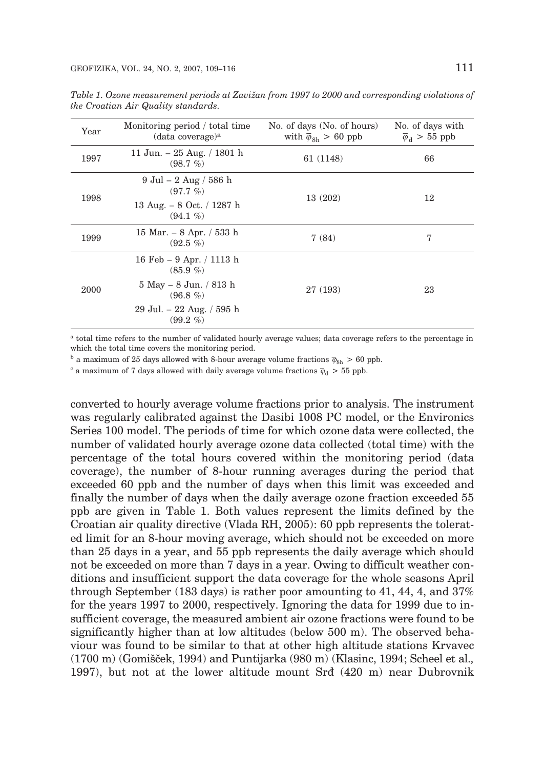*Table 1. Ozone measurement periods at Zavižan from 1997 to 2000 and corresponding violations of the Croatian Air Quality standards.*

| Year | Monitoring period / total time (data coverage)[a] | No. of days (No. of hours) with $\overline{\varphi}_{8h} > 60$ ppb | No. of days with $\overline{\varphi}_{d} > 55$ ppb |
|---|---|---|---|
| 1997 | 11 Jun. – 25 Aug. / 1801 h (98.7 %) | 61 (1148) | 66 |
| 1998 | 9 Jul – 2 Aug / 586 h (97.7 %)<br>13 Aug. – 8 Oct. / 1287 h (94.1 %) | 13 (202) | 12 |
| 1999 | 15 Mar. – 8 Apr. / 533 h (92.5 %) | 7 (84) | 7 |
| 2000 | 16 Feb – 9 Apr. / 1113 h (85.9 %)<br>5 May – 8 Jun. / 813 h (96.8 %)<br>29 Jul. – 22 Aug. / 595 h (99.2 %) | 27 (193) | 23 |

[a] total time refers to the number of validated hourly average values; data coverage refers to the percentage in which the total time covers the monitoring period.

[b] a maximum of 25 days allowed with 8-hour average volume fractions $\overline{\varphi}_{8h} > 60$ ppb.

[c] a maximum of 7 days allowed with daily average volume fractions $\overline{\varphi}_{d} > 55$ ppb.

converted to hourly average volume fractions prior to analysis. The instrument was regularly calibrated against the Dasibi 1008 PC model, or the Environics Series 100 model. The periods of time for which ozone data were collected, the number of validated hourly average ozone data collected (total time) with the percentage of the total hours covered within the monitoring period (data coverage), the number of 8-hour running averages during the period that exceeded 60 ppb and the number of days when this limit was exceeded and finally the number of days when the daily average ozone fraction exceeded 55 ppb are given in Table 1. Both values represent the limits defined by the Croatian air quality directive (Vlada RH, 2005): 60 ppb represents the tolerated limit for an 8-hour moving average, which should not be exceeded on more than 25 days in a year, and 55 ppb represents the daily average which should not be exceeded on more than 7 days in a year. Owing to difficult weather conditions and insufficient support the data coverage for the whole seasons April through September (183 days) is rather poor amounting to 41, 44, 4, and 37% for the years 1997 to 2000, respectively. Ignoring the data for 1999 due to insufficient coverage, the measured ambient air ozone fractions were found to be significantly higher than at low altitudes (below 500 m). The observed behaviour was found to be similar to that at other high altitude stations Krvavec (1700 m) (Gomišček, 1994) and Puntijarka (980 m) (Klasinc, 1994; Scheel et al., 1997), but not at the lower altitude mount Srđ (420 m) near Dubrovnik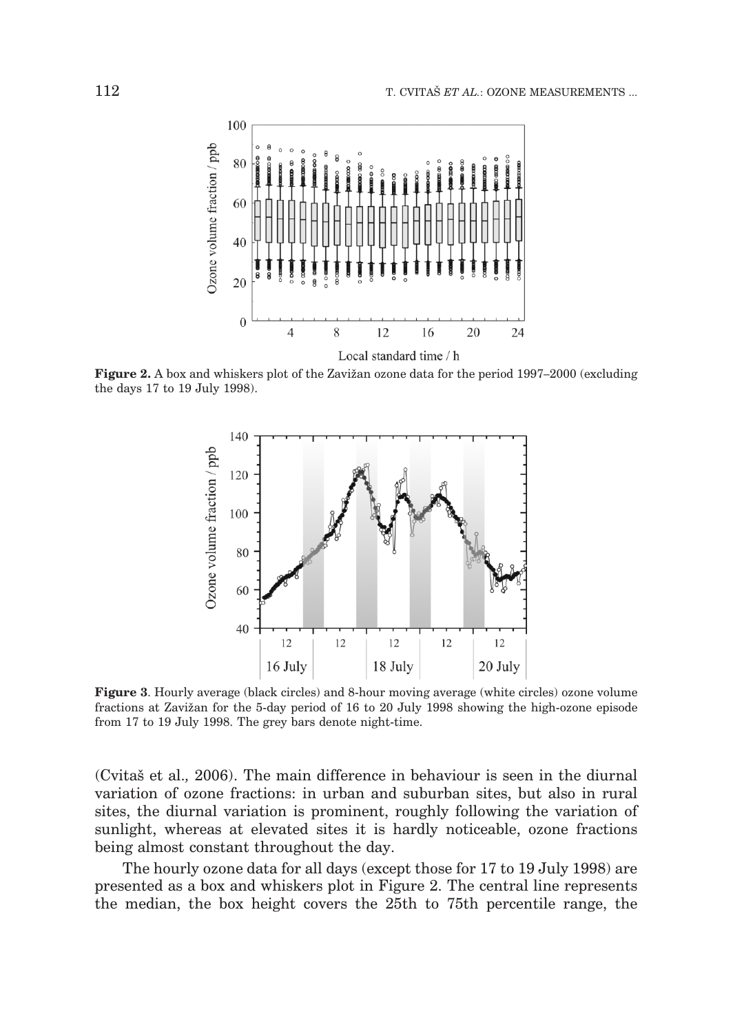**Figure 2.** A box and whiskers plot of the Zavižan ozone data for the period 1997–2000 (excluding the days 17 to 19 July 1998).

**Figure 3**. Hourly average (black circles) and 8-hour moving average (white circles) ozone volume fractions at Zavižan for the 5-day period of 16 to 20 July 1998 showing the high-ozone episode from 17 to 19 July 1998. The grey bars denote night-time.

(Cvitaš et al., 2006). The main difference in behaviour is seen in the diurnal variation of ozone fractions: in urban and suburban sites, but also in rural sites, the diurnal variation is prominent, roughly following the variation of sunlight, whereas at elevated sites it is hardly noticeable, ozone fractions being almost constant throughout the day.

The hourly ozone data for all days (except those for 17 to 19 July 1998) are presented as a box and whiskers plot in Figure 2. The central line represents the median, the box height covers the 25th to 75th percentile range, the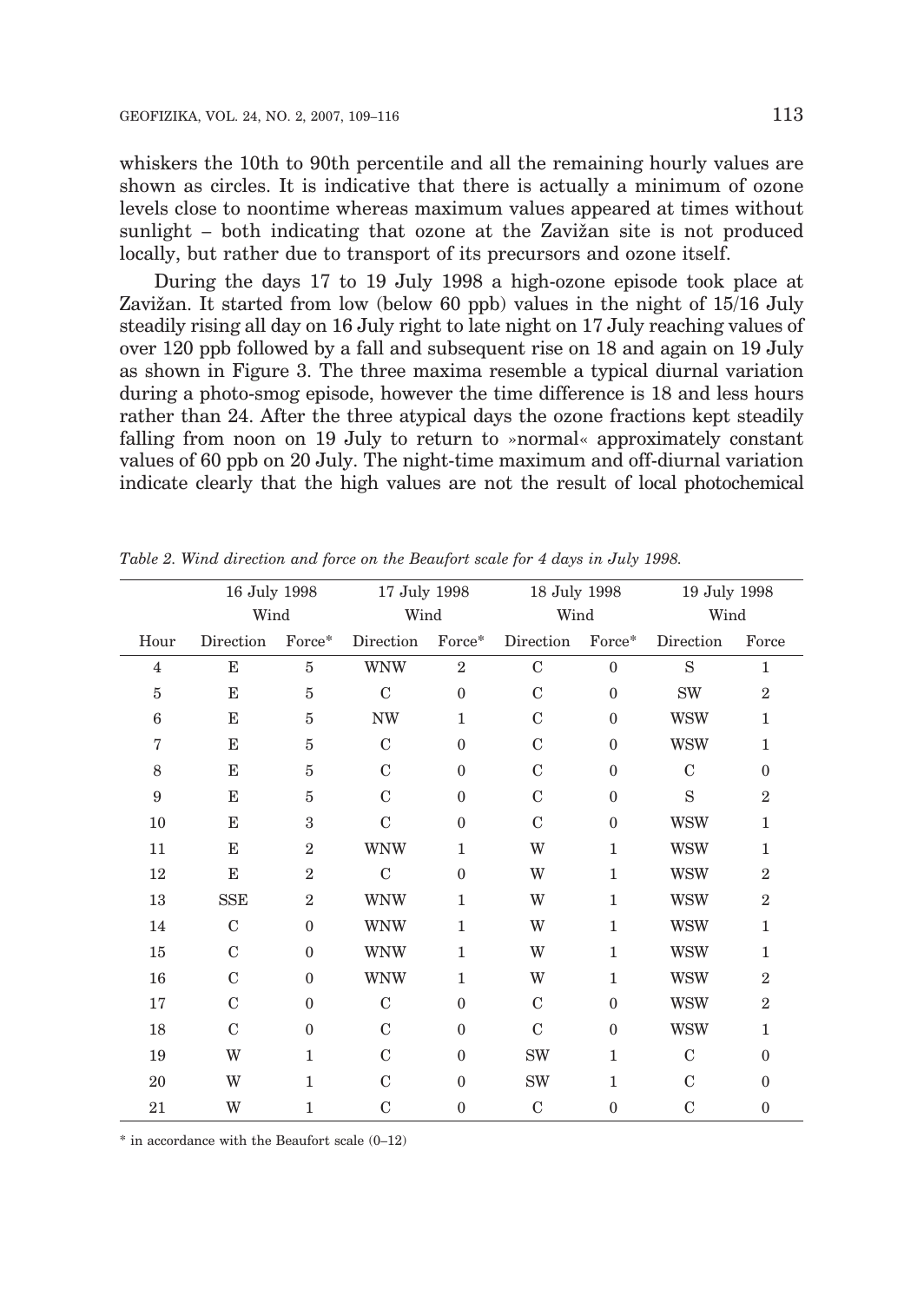whiskers the 10th to 90th percentile and all the remaining hourly values are shown as circles. It is indicative that there is actually a minimum of ozone levels close to noontime whereas maximum values appeared at times without sunlight – both indicating that ozone at the Zavižan site is not produced locally, but rather due to transport of its precursors and ozone itself.

During the days 17 to 19 July 1998 a high-ozone episode took place at Zavižan. It started from low (below 60 ppb) values in the night of 15/16 July steadily rising all day on 16 July right to late night on 17 July reaching values of over 120 ppb followed by a fall and subsequent rise on 18 and again on 19 July as shown in Figure 3. The three maxima resemble a typical diurnal variation during a photo-smog episode, however the time difference is 18 and less hours rather than 24. After the three atypical days the ozone fractions kept steadily falling from noon on 19 July to return to »normal« approximately constant values of 60 ppb on 20 July. The night-time maximum and off-diurnal variation indicate clearly that the high values are not the result of local photochemical

*Table 2. Wind direction and force on the Beaufort scale for 4 days in July 1998.*

| | 16 July 1998 Wind | | 17 July 1998 Wind | | 18 July 1998 Wind | | 19 July 1998 Wind | |
|---|---|---|---|---|---|---|---|---|
| Hour | Direction | Force* | Direction | Force* | Direction | Force* | Direction | Force |
| 4 | E | 5 | WNW | 2 | C | 0 | S | 1 |
| 5 | E | 5 | C | 0 | C | 0 | SW | 2 |
| 6 | E | 5 | NW | 1 | C | 0 | WSW | 1 |
| 7 | E | 5 | C | 0 | C | 0 | WSW | 1 |
| 8 | E | 5 | C | 0 | C | 0 | C | 0 |
| 9 | E | 5 | C | 0 | C | 0 | S | 2 |
| 10 | E | 3 | C | 0 | C | 0 | WSW | 1 |
| 11 | E | 2 | WNW | 1 | W | 1 | WSW | 1 |
| 12 | E | 2 | C | 0 | W | 1 | WSW | 2 |
| 13 | SSE | 2 | WNW | 1 | W | 1 | WSW | 2 |
| 14 | C | 0 | WNW | 1 | W | 1 | WSW | 1 |
| 15 | C | 0 | WNW | 1 | W | 1 | WSW | 1 |
| 16 | C | 0 | WNW | 1 | W | 1 | WSW | 2 |
| 17 | C | 0 | C | 0 | C | 0 | WSW | 2 |
| 18 | C | 0 | C | 0 | C | 0 | WSW | 1 |
| 19 | W | 1 | C | 0 | SW | 1 | C | 0 |
| 20 | W | 1 | C | 0 | SW | 1 | C | 0 |
| 21 | W | 1 | C | 0 | C | 0 | C | 0 |

\* in accordance with the Beaufort scale (0–12)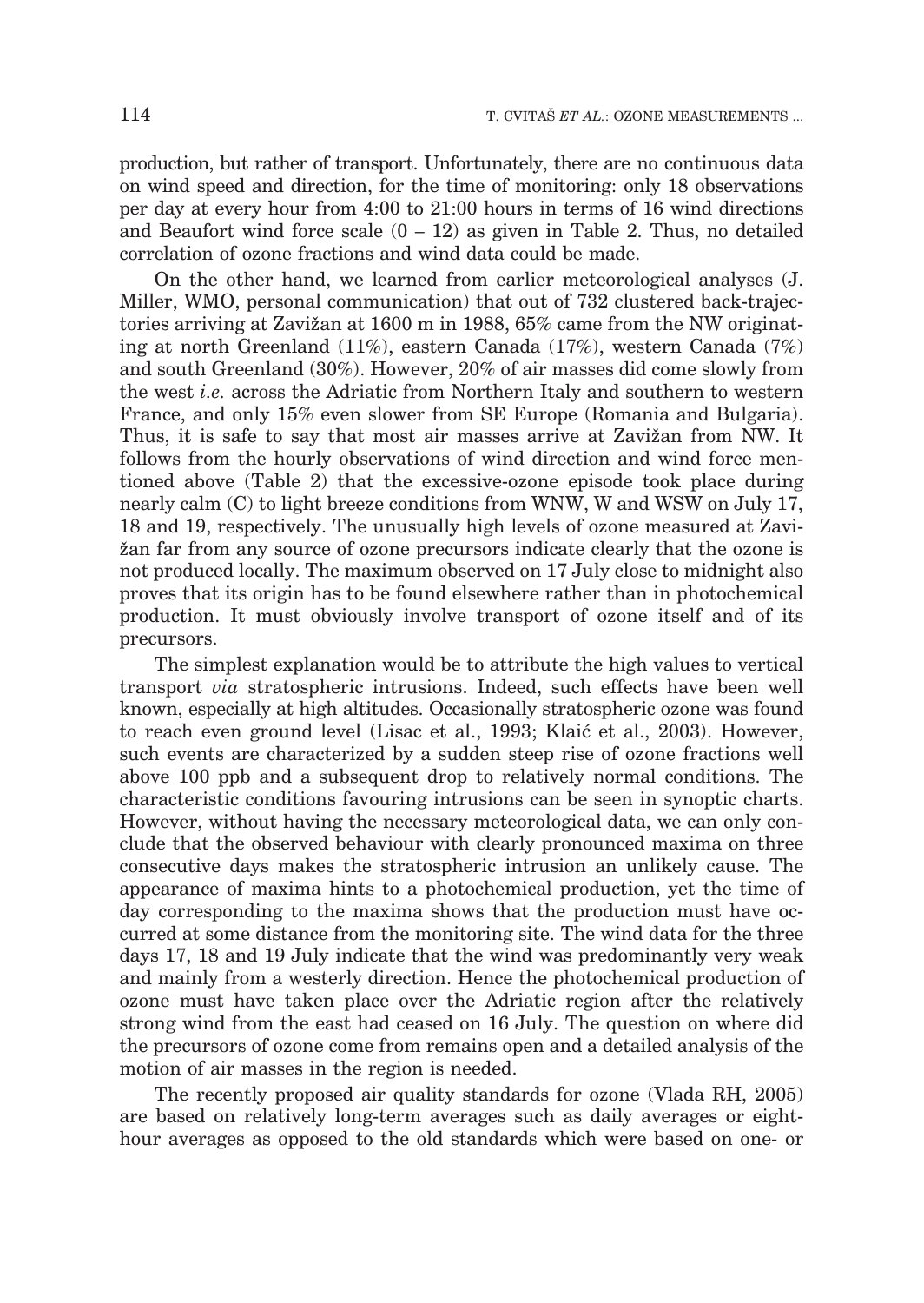production, but rather of transport. Unfortunately, there are no continuous data on wind speed and direction, for the time of monitoring: only 18 observations per day at every hour from 4:00 to 21:00 hours in terms of 16 wind directions and Beaufort wind force scale (0 – 12) as given in Table 2. Thus, no detailed correlation of ozone fractions and wind data could be made.

On the other hand, we learned from earlier meteorological analyses (J. Miller, WMO, personal communication) that out of 732 clustered back-trajectories arriving at Zavižan at 1600 m in 1988, 65% came from the NW originating at north Greenland (11%), eastern Canada (17%), western Canada (7%) and south Greenland (30%). However, 20% of air masses did come slowly from the west *i.e.* across the Adriatic from Northern Italy and southern to western France, and only 15% even slower from SE Europe (Romania and Bulgaria). Thus, it is safe to say that most air masses arrive at Zavižan from NW. It follows from the hourly observations of wind direction and wind force mentioned above (Table 2) that the excessive-ozone episode took place during nearly calm (C) to light breeze conditions from WNW, W and WSW on July 17, 18 and 19, respectively. The unusually high levels of ozone measured at Zavižan far from any source of ozone precursors indicate clearly that the ozone is not produced locally. The maximum observed on 17 July close to midnight also proves that its origin has to be found elsewhere rather than in photochemical production. It must obviously involve transport of ozone itself and of its precursors.

The simplest explanation would be to attribute the high values to vertical transport *via* stratospheric intrusions. Indeed, such effects have been well known, especially at high altitudes. Occasionally stratospheric ozone was found to reach even ground level (Lisac et al., 1993; Klaić et al., 2003). However, such events are characterized by a sudden steep rise of ozone fractions well above 100 ppb and a subsequent drop to relatively normal conditions. The characteristic conditions favouring intrusions can be seen in synoptic charts. However, without having the necessary meteorological data, we can only conclude that the observed behaviour with clearly pronounced maxima on three consecutive days makes the stratospheric intrusion an unlikely cause. The appearance of maxima hints to a photochemical production, yet the time of day corresponding to the maxima shows that the production must have occurred at some distance from the monitoring site. The wind data for the three days 17, 18 and 19 July indicate that the wind was predominantly very weak and mainly from a westerly direction. Hence the photochemical production of ozone must have taken place over the Adriatic region after the relatively strong wind from the east had ceased on 16 July. The question on where did the precursors of ozone come from remains open and a detailed analysis of the motion of air masses in the region is needed.

The recently proposed air quality standards for ozone (Vlada RH, 2005) are based on relatively long-term averages such as daily averages or eight-hour averages as opposed to the old standards which were based on one- or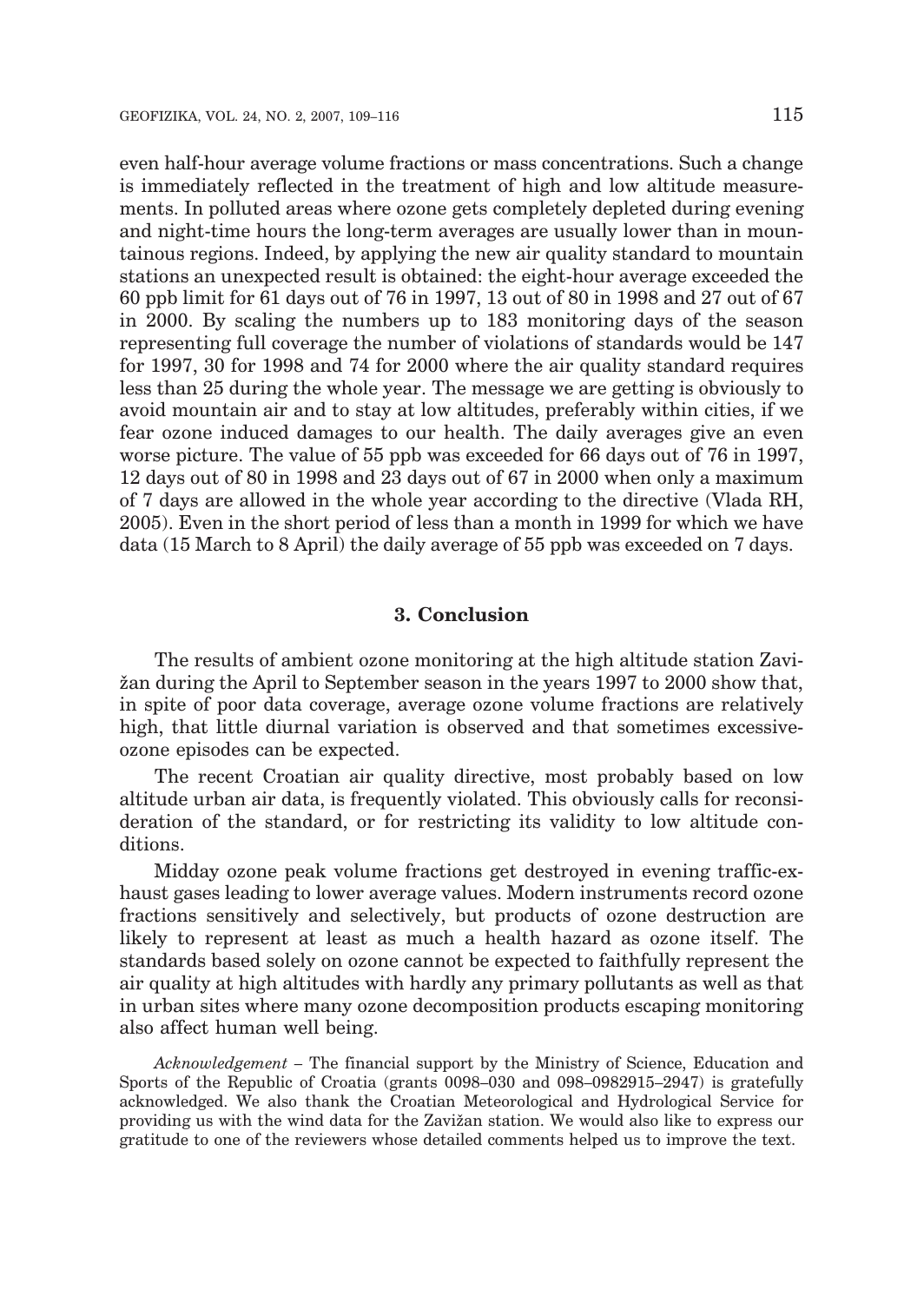even half-hour average volume fractions or mass concentrations. Such a change is immediately reflected in the treatment of high and low altitude measurements. In polluted areas where ozone gets completely depleted during evening and night-time hours the long-term averages are usually lower than in mountainous regions. Indeed, by applying the new air quality standard to mountain stations an unexpected result is obtained: the eight-hour average exceeded the 60 ppb limit for 61 days out of 76 in 1997, 13 out of 80 in 1998 and 27 out of 67 in 2000. By scaling the numbers up to 183 monitoring days of the season representing full coverage the number of violations of standards would be 147 for 1997, 30 for 1998 and 74 for 2000 where the air quality standard requires less than 25 during the whole year. The message we are getting is obviously to avoid mountain air and to stay at low altitudes, preferably within cities, if we fear ozone induced damages to our health. The daily averages give an even worse picture. The value of 55 ppb was exceeded for 66 days out of 76 in 1997, 12 days out of 80 in 1998 and 23 days out of 67 in 2000 when only a maximum of 7 days are allowed in the whole year according to the directive (Vlada RH, 2005). Even in the short period of less than a month in 1999 for which we have data (15 March to 8 April) the daily average of 55 ppb was exceeded on 7 days.

## 3. Conclusion

The results of ambient ozone monitoring at the high altitude station Zavižan during the April to September season in the years 1997 to 2000 show that, in spite of poor data coverage, average ozone volume fractions are relatively high, that little diurnal variation is observed and that sometimes excessive-ozone episodes can be expected.

The recent Croatian air quality directive, most probably based on low altitude urban air data, is frequently violated. This obviously calls for reconsideration of the standard, or for restricting its validity to low altitude conditions.

Midday ozone peak volume fractions get destroyed in evening traffic-exhaust gases leading to lower average values. Modern instruments record ozone fractions sensitively and selectively, but products of ozone destruction are likely to represent at least as much a health hazard as ozone itself. The standards based solely on ozone cannot be expected to faithfully represent the air quality at high altitudes with hardly any primary pollutants as well as that in urban sites where many ozone decomposition products escaping monitoring also affect human well being.

*Acknowledgement* – The financial support by the Ministry of Science, Education and Sports of the Republic of Croatia (grants 0098–030 and 098–0982915–2947) is gratefully acknowledged. We also thank the Croatian Meteorological and Hydrological Service for providing us with the wind data for the Zavižan station. We would also like to express our gratitude to one of the reviewers whose detailed comments helped us to improve the text.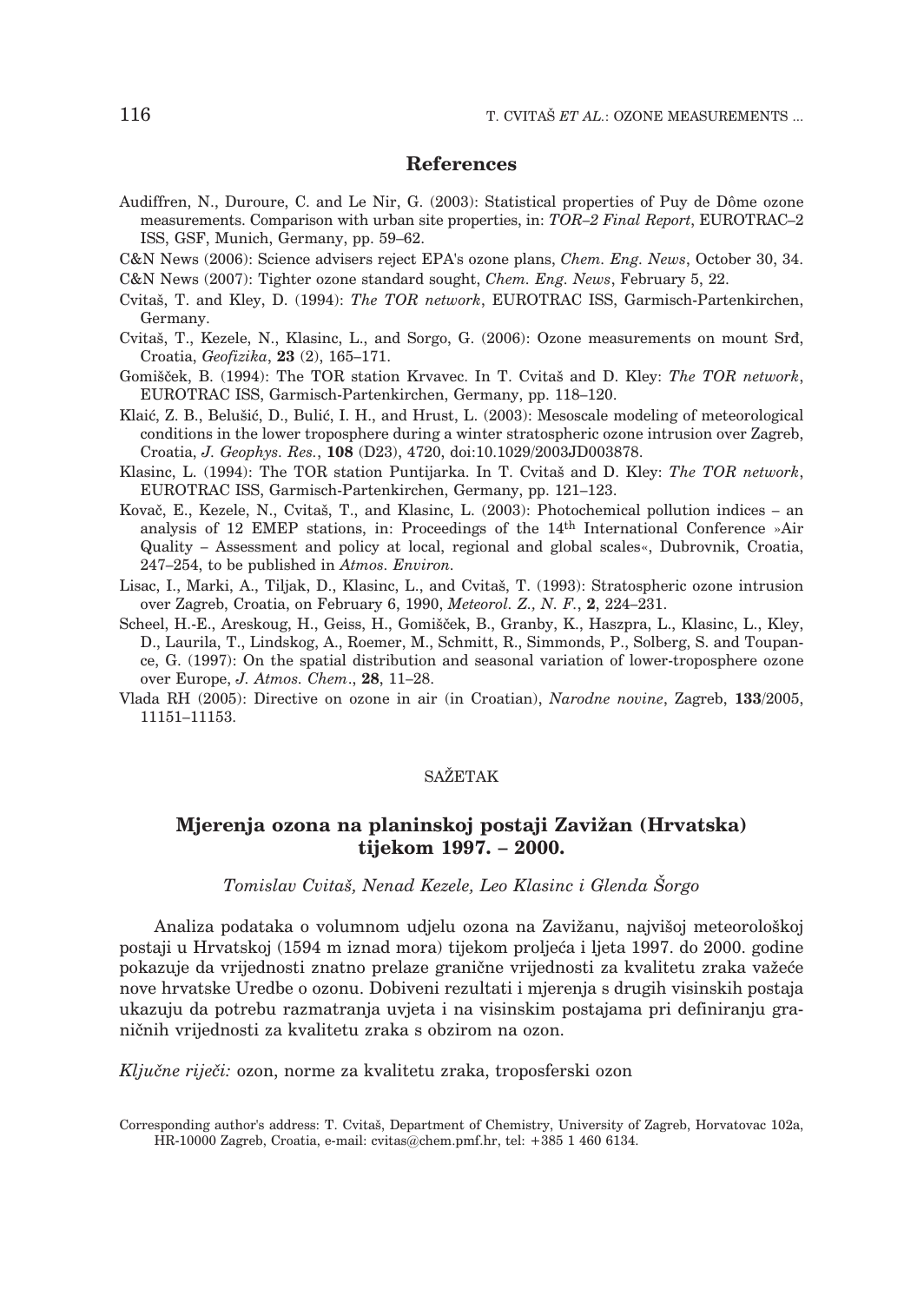## References

Audiffren, N., Duroure, C. and Le Nir, G. (2003): Statistical properties of Puy de Dôme ozone measurements. Comparison with urban site properties, in: *TOR–2 Final Report*, EUROTRAC–2 ISS, GSF, Munich, Germany, pp. 59–62.

C&N News (2006): Science advisers reject EPA's ozone plans, *Chem. Eng. News*, October 30, 34.

C&N News (2007): Tighter ozone standard sought, *Chem. Eng. News*, February 5, 22.

Cvitaš, T. and Kley, D. (1994): *The TOR network*, EUROTRAC ISS, Garmisch-Partenkirchen, Germany.

Cvitaš, T., Kezele, N., Klasinc, L., and Sorgo, G. (2006): Ozone measurements on mount Srđ, Croatia, *Geofizika*, **23** (2), 165–171.

Gomišček, B. (1994): The TOR station Krvavec. In T. Cvitaš and D. Kley: *The TOR network*, EUROTRAC ISS, Garmisch-Partenkirchen, Germany, pp. 118–120.

Klaić, Z. B., Belušić, D., Bulić, I. H., and Hrust, L. (2003): Mesoscale modeling of meteorological conditions in the lower troposphere during a winter stratospheric ozone intrusion over Zagreb, Croatia, *J. Geophys. Res.*, **108** (D23), 4720, doi:10.1029/2003JD003878.

Klasinc, L. (1994): The TOR station Puntijarka. In T. Cvitaš and D. Kley: *The TOR network*, EUROTRAC ISS, Garmisch-Partenkirchen, Germany, pp. 121–123.

Kovač, E., Kezele, N., Cvitaš, T., and Klasinc, L. (2003): Photochemical pollution indices – an analysis of 12 EMEP stations, in: Proceedings of the 14th International Conference »Air Quality – Assessment and policy at local, regional and global scales«, Dubrovnik, Croatia, 247–254, to be published in *Atmos. Environ.*

Lisac, I., Marki, A., Tiljak, D., Klasinc, L., and Cvitaš, T. (1993): Stratospheric ozone intrusion over Zagreb, Croatia, on February 6, 1990, *Meteorol. Z., N. F.*, **2**, 224–231.

Scheel, H.-E., Areskoug, H., Geiss, H., Gomišček, B., Granby, K., Haszpra, L., Klasinc, L., Kley, D., Laurila, T., Lindskog, A., Roemer, M., Schmitt, R., Simmonds, P., Solberg, S. and Toupance, G. (1997): On the spatial distribution and seasonal variation of lower-troposphere ozone over Europe, *J. Atmos. Chem.*, **28**, 11–28.

Vlada RH (2005): Directive on ozone in air (in Croatian), *Narodne novine*, Zagreb, **133**/2005, 11151–11153.

SAŽETAK

## Mjerenja ozona na planinskoj postaji Zavižan (Hrvatska) tijekom 1997. – 2000.

*Tomislav Cvitaš, Nenad Kezele, Leo Klasinc i Glenda Šorgo*

Analiza podataka o volumnom udjelu ozona na Zavižanu, najvišoj meteorološkoj postaji u Hrvatskoj (1594 m iznad mora) tijekom proljeća i ljeta 1997. do 2000. godine pokazuje da vrijednosti znatno prelaze granične vrijednosti za kvalitetu zraka važeće nove hrvatske Uredbe o ozonu. Dobiveni rezultati i mjerenja s drugih visinskih postaja ukazuju da potrebu razmatranja uvjeta i na visinskim postajama pri definiranju graničnih vrijednosti za kvalitetu zraka s obzirom na ozon.

*Ključne riječi:* ozon, norme za kvalitetu zraka, troposferski ozon

Corresponding author's address: T. Cvitaš, Department of Chemistry, University of Zagreb, Horvatovac 102a, HR-10000 Zagreb, Croatia, e-mail: cvitas@chem.pmf.hr, tel: +385 1 460 6134.